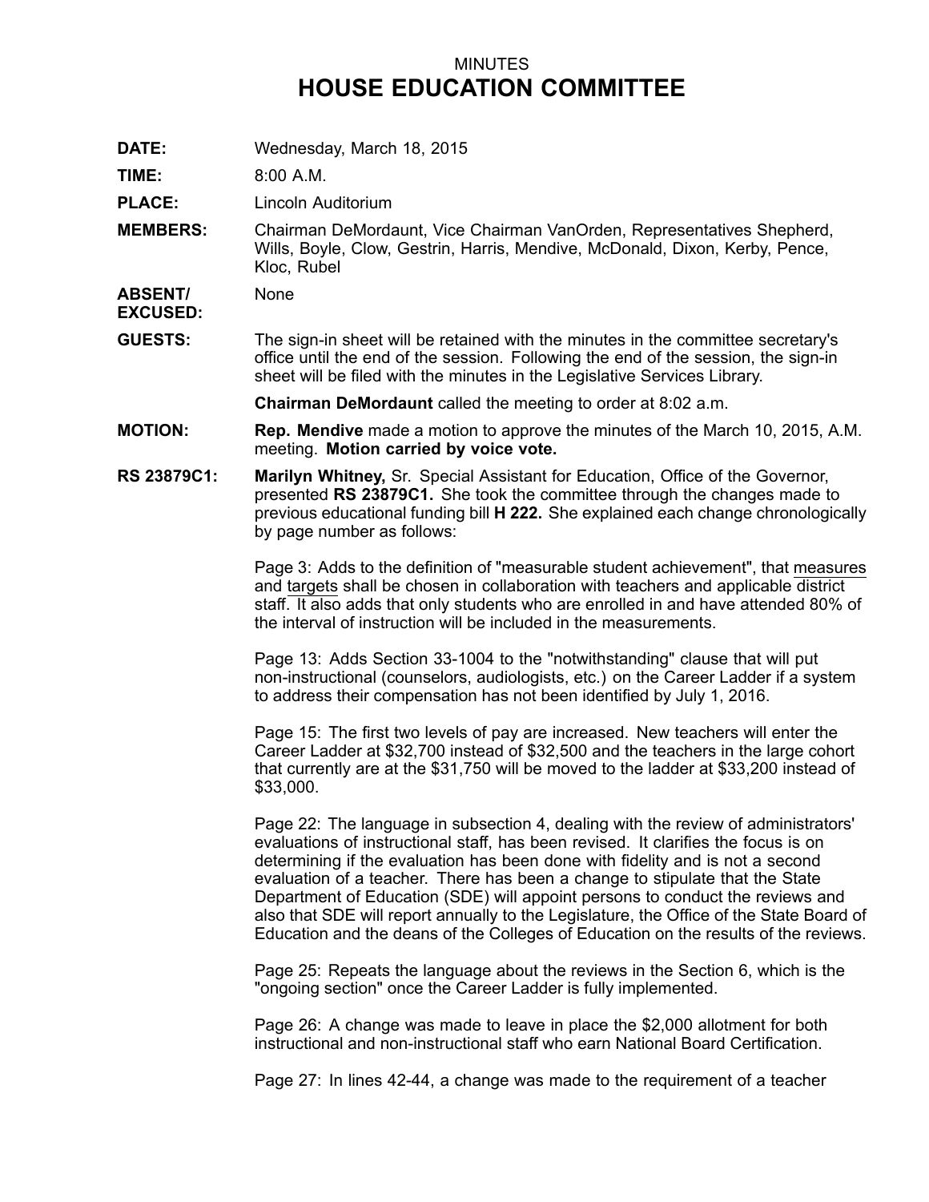MINUTES

# HOUSE EDUCATION COMMITTEE

**DATE:** Wednesday, March 18, 2015

**TIME:** 8:00 A.M.

**PLACE:** Lincoln Auditorium

**MEMBERS:** Chairman DeMordaunt, Vice Chairman VanOrden, Representatives Shepherd, Wills, Boyle, Clow, Gestrin, Harris, Mendive, McDonald, Dixon, Kerby, Pence, Kloc, Rubel

**ABSENT/ EXCUSED:** None

**GUESTS:** The sign-in sheet will be retained with the minutes in the committee secretary's office until the end of the session. Following the end of the session, the sign-in sheet will be filed with the minutes in the Legislative Services Library.

**Chairman DeMordaunt** called the meeting to order at 8:02 a.m.

**MOTION:** **Rep. Mendive** made a motion to approve the minutes of the March 10, 2015, A.M. meeting. **Motion carried by voice vote.**

**RS 23879C1:** **Marilyn Whitney,** Sr. Special Assistant for Education, Office of the Governor, presented **RS 23879C1.** She took the committee through the changes made to previous educational funding bill **H 222.** She explained each change chronologically by page number as follows:

Page 3: Adds to the definition of "measurable student achievement", that <u>measures</u> and <u>targets</u> shall be chosen in collaboration with teachers and applicable district staff. It also adds that only students who are enrolled in and have attended 80% of the interval of instruction will be included in the measurements.

Page 13: Adds Section 33-1004 to the "notwithstanding" clause that will put non-instructional (counselors, audiologists, etc.) on the Career Ladder if a system to address their compensation has not been identified by July 1, 2016.

Page 15: The first two levels of pay are increased. New teachers will enter the Career Ladder at $32,700 instead of $32,500 and the teachers in the large cohort that currently are at the $31,750 will be moved to the ladder at $33,200 instead of $33,000.

Page 22: The language in subsection 4, dealing with the review of administrators' evaluations of instructional staff, has been revised. It clarifies the focus is on determining if the evaluation has been done with fidelity and is not a second evaluation of a teacher. There has been a change to stipulate that the State Department of Education (SDE) will appoint persons to conduct the reviews and also that SDE will report annually to the Legislature, the Office of the State Board of Education and the deans of the Colleges of Education on the results of the reviews.

Page 25: Repeats the language about the reviews in the Section 6, which is the "ongoing section" once the Career Ladder is fully implemented.

Page 26: A change was made to leave in place the $2,000 allotment for both instructional and non-instructional staff who earn National Board Certification.

Page 27: In lines 42-44, a change was made to the requirement of a teacher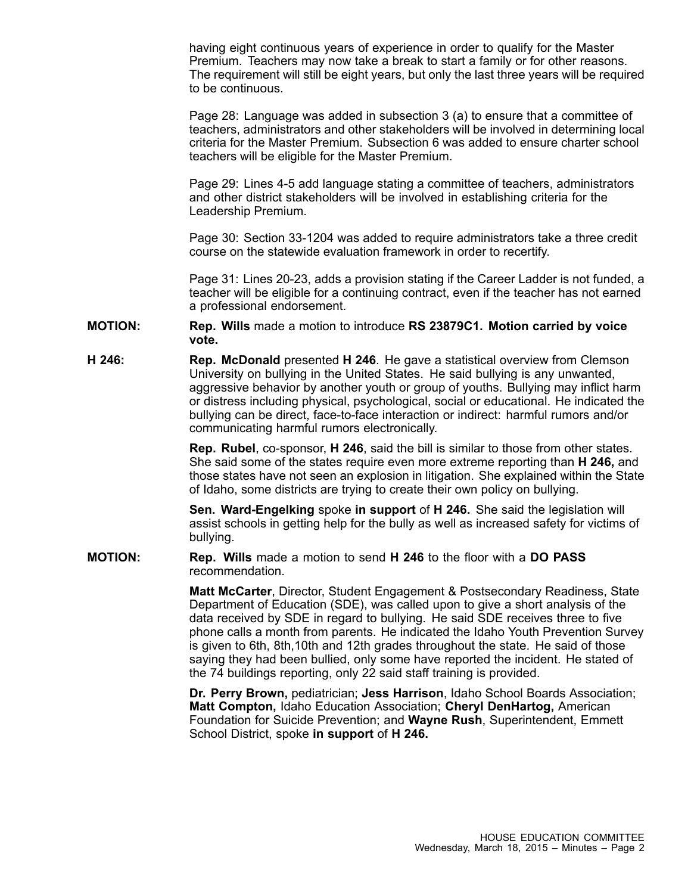having eight continuous years of experience in order to qualify for the Master Premium. Teachers may now take a break to start a family or for other reasons. The requirement will still be eight years, but only the last three years will be required to be continuous.

Page 28: Language was added in subsection 3 (a) to ensure that a committee of teachers, administrators and other stakeholders will be involved in determining local criteria for the Master Premium. Subsection 6 was added to ensure charter school teachers will be eligible for the Master Premium.

Page 29: Lines 4-5 add language stating a committee of teachers, administrators and other district stakeholders will be involved in establishing criteria for the Leadership Premium.

Page 30: Section 33-1204 was added to require administrators take a three credit course on the statewide evaluation framework in order to recertify.

Page 31: Lines 20-23, adds a provision stating if the Career Ladder is not funded, a teacher will be eligible for a continuing contract, even if the teacher has not earned a professional endorsement.

**MOTION:** **Rep. Wills** made a motion to introduce **RS 23879C1. Motion carried by voice vote.**

**H 246:** **Rep. McDonald** presented **H 246**. He gave a statistical overview from Clemson University on bullying in the United States. He said bullying is any unwanted, aggressive behavior by another youth or group of youths. Bullying may inflict harm or distress including physical, psychological, social or educational. He indicated the bullying can be direct, face-to-face interaction or indirect: harmful rumors and/or communicating harmful rumors electronically.

**Rep. Rubel**, co-sponsor, **H 246**, said the bill is similar to those from other states. She said some of the states require even more extreme reporting than **H 246,** and those states have not seen an explosion in litigation. She explained within the State of Idaho, some districts are trying to create their own policy on bullying.

**Sen. Ward-Engelking** spoke **in support** of **H 246.** She said the legislation will assist schools in getting help for the bully as well as increased safety for victims of bullying.

**MOTION:** **Rep. Wills** made a motion to send **H 246** to the floor with a **DO PASS** recommendation.

**Matt McCarter**, Director, Student Engagement & Postsecondary Readiness, State Department of Education (SDE), was called upon to give a short analysis of the data received by SDE in regard to bullying. He said SDE receives three to five phone calls a month from parents. He indicated the Idaho Youth Prevention Survey is given to 6th, 8th,10th and 12th grades throughout the state. He said of those saying they had been bullied, only some have reported the incident. He stated of the 74 buildings reporting, only 22 said staff training is provided.

**Dr. Perry Brown,** pediatrician; **Jess Harrison**, Idaho School Boards Association; **Matt Compton,** Idaho Education Association; **Cheryl DenHartog,** American Foundation for Suicide Prevention; and **Wayne Rush**, Superintendent, Emmett School District, spoke **in support** of **H 246.**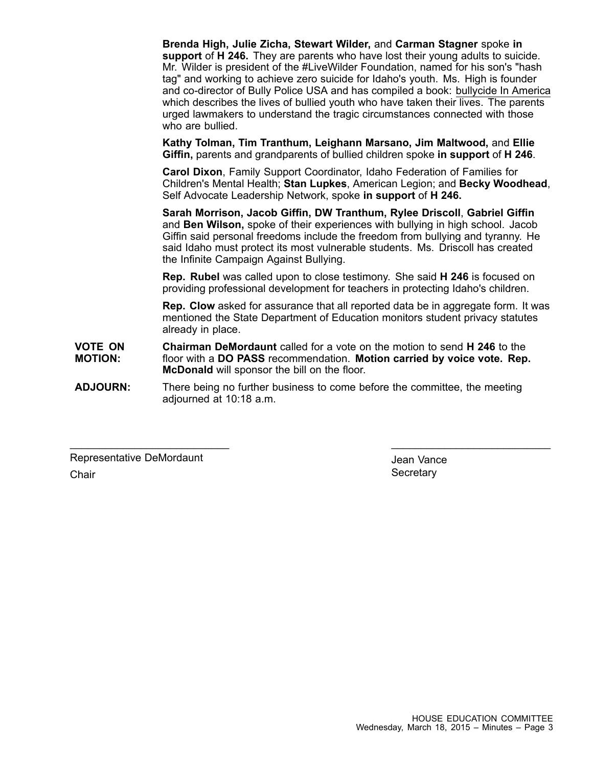**Brenda High, Julie Zicha, Stewart Wilder,** and **Carman Stagner** spoke **in support** of **H 246.** They are parents who have lost their young adults to suicide. Mr. Wilder is president of the #LiveWilder Foundation, named for his son's "hash tag" and working to achieve zero suicide for Idaho's youth. Ms. High is founder and co-director of Bully Police USA and has compiled a book: bullycide In America which describes the lives of bullied youth who have taken their lives. The parents urged lawmakers to understand the tragic circumstances connected with those who are bullied.

**Kathy Tolman, Tim Tranthum, Leighann Marsano, Jim Maltwood,** and **Ellie Giffin,** parents and grandparents of bullied children spoke **in support** of **H 246**.

**Carol Dixon**, Family Support Coordinator, Idaho Federation of Families for Children's Mental Health; **Stan Lupkes**, American Legion; and **Becky Woodhead**, Self Advocate Leadership Network, spoke **in support** of **H 246.**

**Sarah Morrison, Jacob Giffin, DW Tranthum, Rylee Driscoll**, **Gabriel Giffin** and **Ben Wilson,** spoke of their experiences with bullying in high school. Jacob Giffin said personal freedoms include the freedom from bullying and tyranny. He said Idaho must protect its most vulnerable students. Ms. Driscoll has created the Infinite Campaign Against Bullying.

**Rep. Rubel** was called upon to close testimony. She said **H 246** is focused on providing professional development for teachers in protecting Idaho's children.

**Rep. Clow** asked for assurance that all reported data be in aggregate form. It was mentioned the State Department of Education monitors student privacy statutes already in place.

**VOTE ON MOTION:** **Chairman DeMordaunt** called for a vote on the motion to send **H 246** to the floor with a **DO PASS** recommendation. **Motion carried by voice vote. Rep. McDonald** will sponsor the bill on the floor.

**ADJOURN:** There being no further business to come before the committee, the meeting adjourned at 10:18 a.m.

___________________________ ___________________________

Representative DeMordaunt
Chair

Jean Vance
Secretary